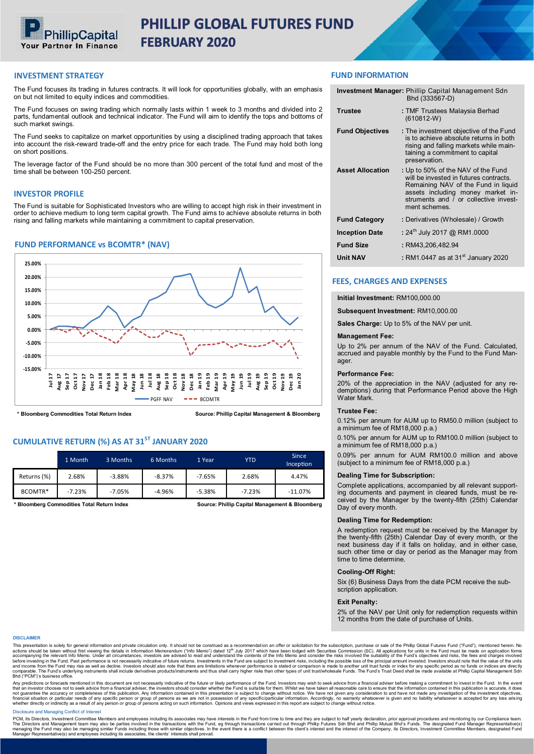# PHILLIP GLOBAL FUTURES FUND
## FEBRUARY 2020

PhillipCapital — Your Partner In Finance

## INVESTMENT STRATEGY

The Fund focuses its trading in futures contracts. It will look for opportunities globally, with an emphasis on but not limited to equity indices and commodities.

The Fund focuses on swing trading which normally lasts within 1 week to 3 months and divided into 2 parts, fundamental outlook and technical indicator. The Fund will aim to identify the tops and bottoms of such market swings.

The Fund seeks to capitalize on market opportunities by using a disciplined trading approach that takes into account the risk-reward trade-off and the entry price for each trade. The Fund may hold both long on short positions.

The leverage factor of the Fund should be no more than 300 percent of the total fund and most of the time shall be between 100-250 percent.

## INVESTOR PROFILE

The Fund is suitable for Sophisticated Investors who are willing to accept high risk in their investment in order to achieve medium to long term capital growth. The Fund aims to achieve absolute returns in both rising and falling markets while maintaining a commitment to capital preservation.

## FUND PERFORMANCE vs BCOMTR* (NAV)

\* Bloomberg Commodities Total Return Index

Source: Phillip Capital Management & Bloomberg

## CUMULATIVE RETURN (%) AS AT 31ST JANUARY 2020

| | 1 Month | 3 Months | 6 Months | 1 Year | YTD | Since Inception |
|---|---|---|---|---|---|---|
| Returns (%) | 2.68% | -3.88% | -8.37% | -7.65% | 2.68% | 4.47% |
| BCOMTR* | -7.23% | -7.05% | -4.96% | -5.38% | -7.23% | -11.07% |

\* Bloomberg Commodities Total Return Index

Source: Phillip Capital Management & Bloomberg

## FUND INFORMATION

| | |
|---|---|
| **Investment Manager:** | Phillip Capital Management Sdn Bhd (333567-D) |
| **Trustee** | : TMF Trustees Malaysia Berhad (610812-W) |
| **Fund Objectives** | : The investment objective of the Fund is to achieve absolute returns in both rising and falling markets while maintaining a commitment to capital preservation. |
| **Asset Allocation** | : Up to 50% of the NAV of the Fund will be invested in futures contracts. Remaining NAV of the Fund in liquid assets including money market instruments and / or collective investment schemes. |
| **Fund Category** | : Derivatives (Wholesale) / Growth |
| **Inception Date** | : 24th July 2017 @ RM1.0000 |
| **Fund Size** | : RM43,206,482.94 |
| **Unit NAV** | : RM1.0447 as at 31st January 2020 |

## FEES, CHARGES AND EXPENSES

**Initial Investment:** RM100,000.00

**Subsequent Investment:** RM10,000.00

**Sales Charge:** Up to 5% of the NAV per unit.

**Management Fee:**

Up to 2% per annum of the NAV of the Fund. Calculated, accrued and payable monthly by the Fund to the Fund Manager.

**Performance Fee:**

20% of the appreciation in the NAV (adjusted for any redemptions) during that Performance Period above the High Water Mark.

**Trustee Fee:**

0.12% per annum for AUM up to RM50.0 million (subject to a minimum fee of RM18,000 p.a.)

0.10% per annum for AUM up to RM100.0 million (subject to a minimum fee of RM18,000 p.a.)

0.09% per annum for AUM RM100.0 million and above (subject to a minimum fee of RM18,000 p.a.)

**Dealing Time for Subscription:**

Complete applications, accompanied by all relevant supporting documents and payment in cleared funds, must be received by the Manager by the twenty-fifth (25th) Calendar Day of every month.

**Dealing Time for Redemption:**

A redemption request must be received by the Manager by the twenty-fifth (25th) Calendar Day of every month, or the next business day if it falls on holiday, and in either case, such other time or day or period as the Manager may from time to time determine.

**Cooling-Off Right:**

Six (6) Business Days from the date PCM receive the subscription application.

**Exit Penalty:**

2% of the NAV per Unit only for redemption requests within 12 months from the date of purchase of Units.

### DISCLAIMER

This presentation is solely for general information and private circulation only. It should not be construed as a recommendation an offer or solicitation for the subscription, purchase or sale of the Phillip Global Futures Fund ("Fund"), mentioned herein. No actions should be taken without first viewing the details in Information Memorandum ("Info Memo") dated 12th July 2017 which have been lodged with Securities Commission (SC). All applications for units in the Fund must be made on application forms accompanying the relevant Info Memo. Under all circumstances, investors are advised to read and understand the contents of the Info Memo and consider the risks involved the suitability of the Fund's objectives and risks, the fees and charges involved before investing in the Fund. Past performance is not necessarily indicative of future returns. Investments in the Fund are subject to investment risks, including the possible loss of the principal amount invested. Investors should note that the value of the units and income from the Fund may rise as well as decline. Investors should also note that there are limitations whenever performance is stated or comparison is made to another unit trust funds or index for any specific period as no funds or indices are directly comparable. The Fund's underlying instruments shall include derivatives products/instruments and thus shall carry higher risks than other types of unit trust/wholesale Funds. The Fund's Trust Deed shall be made available at Phillip Capital Management Sdn Bhd ("PCM")'s business office.

Any predictions or forecasts mentioned in this document are not necessarily indicative of the future or likely performance of the Fund. Investors may wish to seek advice from a financial adviser before making a commitment to invest in the Fund. In the event that an investor chooses not to seek advice from a financial adviser, the investors should consider whether the Fund is suitable for them. Whilst we have taken all reasonable care to ensure that the information contained in this publication is accurate, it does not guarantee the accuracy or completeness of this publication. Any information contained in this presentation is subject to change without notice. We have not given any consideration to and have not made any investigation of the investment objectives, financial situation or particular needs of any specific person or group of persons as we are not in possession of any specific/particular information. Accordingly, no warranty whatsoever is given and no liability whatsoever is accepted for any loss arising whether directly or indirectly as a result of any person or group of persons acting on such information. Opinions and views expressed in this report are subject to change without notice.

Disclosure and Managing Conflict of Interest

PCM, its Directors, Investment Committee Members and employees including its associates may have interests in the Fund from time to time and they are subject to half yearly declaration, prior approval procedures and monitoring by our Compliance team. The Directors and Management team may also be parties involved in the transactions with the Fund, eg through transactions carried out through Phillip Futures Sdn Bhd and Phillip Mutual Bhd's Funds. The designated Fund Manager Representative(s) managing the Fund may also be managing similar Funds including those with similar objectives. In the event there is a conflict between the client's interest and the interest of the Company, its Directors, Investment Committee Members, designated Fund Manager Representative(s) and employees including its associates, the clients' interests shall prevail.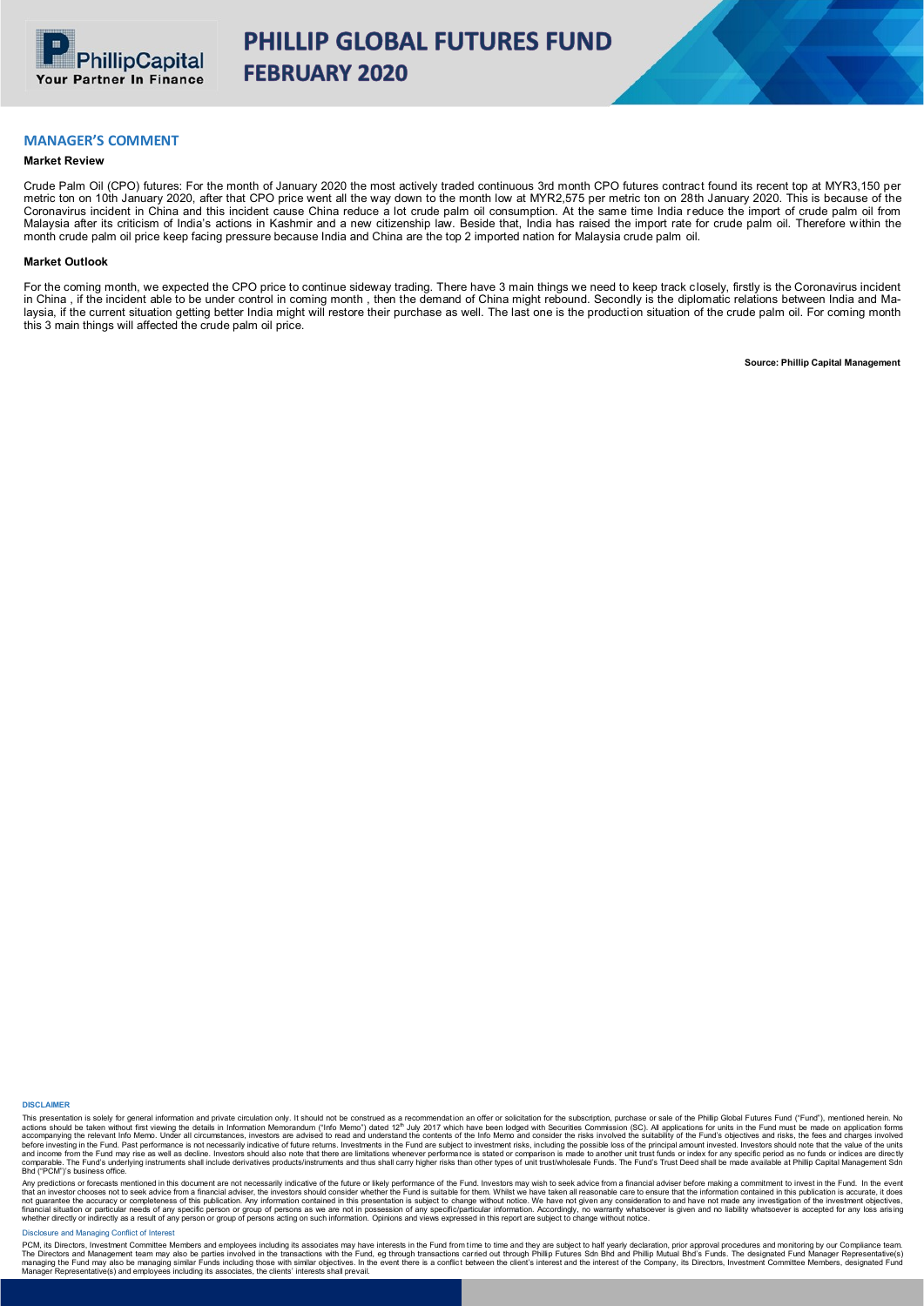## MANAGER'S COMMENT

### Market Review

Crude Palm Oil (CPO) futures: For the month of January 2020 the most actively traded continuous 3rd month CPO futures contract found its recent top at MYR3,150 per metric ton on 10th January 2020, after that CPO price went all the way down to the month low at MYR2,575 per metric ton on 28th January 2020. This is because of the Coronavirus incident in China and this incident cause China reduce a lot crude palm oil consumption. At the same time India reduce the import of crude palm oil from Malaysia after its criticism of India's actions in Kashmir and a new citizenship law. Beside that, India has raised the import rate for crude palm oil. Therefore within the month crude palm oil price keep facing pressure because India and China are the top 2 imported nation for Malaysia crude palm oil.

### Market Outlook

For the coming month, we expected the CPO price to continue sideway trading. There have 3 main things we need to keep track closely, firstly is the Coronavirus incident in China , if the incident able to be under control in coming month , then the demand of China might rebound. Secondly is the diplomatic relations between India and Malaysia, if the current situation getting better India might will restore their purchase as well. The last one is the production situation of the crude palm oil. For coming month this 3 main things will affected the crude palm oil price.

**Source: Phillip Capital Management**

#### DISCLAIMER

This presentation is solely for general information and private circulation only. It should not be construed as a recommendation an offer or solicitation for the subscription, purchase or sale of the Phillip Global Futures Fund ("Fund"), mentioned herein. No actions should be taken without first viewing the details in Information Memorandum ("Info Memo") dated 12th July 2017 which have been lodged with Securities Commission (SC). All applications for units in the Fund must be made on application forms accompanying the relevant Info Memo. Under all circumstances, investors are advised to read and understand the contents of the Info Memo and consider the risks involved the suitability of the Fund's objectives and risks, the fees and charges involved before investing in the Fund. Past performance is not necessarily indicative of future returns. Investments in the Fund are subject to investment risks, including the possible loss of the principal amount invested. Investors should note that the value of the units and income from the Fund may rise as well as decline. Investors should also note that there are limitations whenever performance is stated or comparison is made to another unit trust funds or index for any specific period as no funds or indices are directly comparable. The Fund's underlying instruments shall include derivatives products/instruments and thus shall carry higher risks than other types of unit trust/wholesale Funds. The Fund's Trust Deed shall be made available at Phillip Capital Management Sdn Bhd ("PCM")'s business office.

Any predictions or forecasts mentioned in this document are not necessarily indicative of the future or likely performance of the Fund. Investors may wish to seek advice from a financial adviser before making a commitment to invest in the Fund. In the event that an investor chooses not to seek advice from a financial adviser, the investors should consider whether the Fund is suitable for them. Whilst we have taken all reasonable care to ensure that the information contained in this publication is accurate, it does not guarantee the accuracy or completeness of this publication. Any information contained in this presentation is subject to change without notice. We have not given any consideration to and have not made any investigation of the investment objectives, financial situation or particular needs of any specific person or group of persons as we are not in possession of any specific/particular information. Accordingly, no warranty whatsoever is given and no liability whatsoever is accepted for any loss arising whether directly or indirectly as a result of any person or group of persons acting on such information. Opinions and views expressed in this report are subject to change without notice.

#### Disclosure and Managing Conflict of Interest

PCM, its Directors, Investment Committee Members and employees including its associates may have interests in the Fund from time to time and they are subject to half yearly declaration, prior approval procedures and monitoring by our Compliance team. The Directors and Management team may also be parties involved in the transactions with the Fund, eg through transactions carried out through Phillip Futures Sdn Bhd and Phillip Mutual Bhd's Funds. The designated Fund Manager Representative(s) managing the Fund may also be managing similar Funds including those with similar objectives. In the event there is a conflict between the client's interest and the interest of the Company, its Directors, Investment Committee Members, designated Fund Manager Representative(s) and employees including its associates, the clients' interests shall prevail.